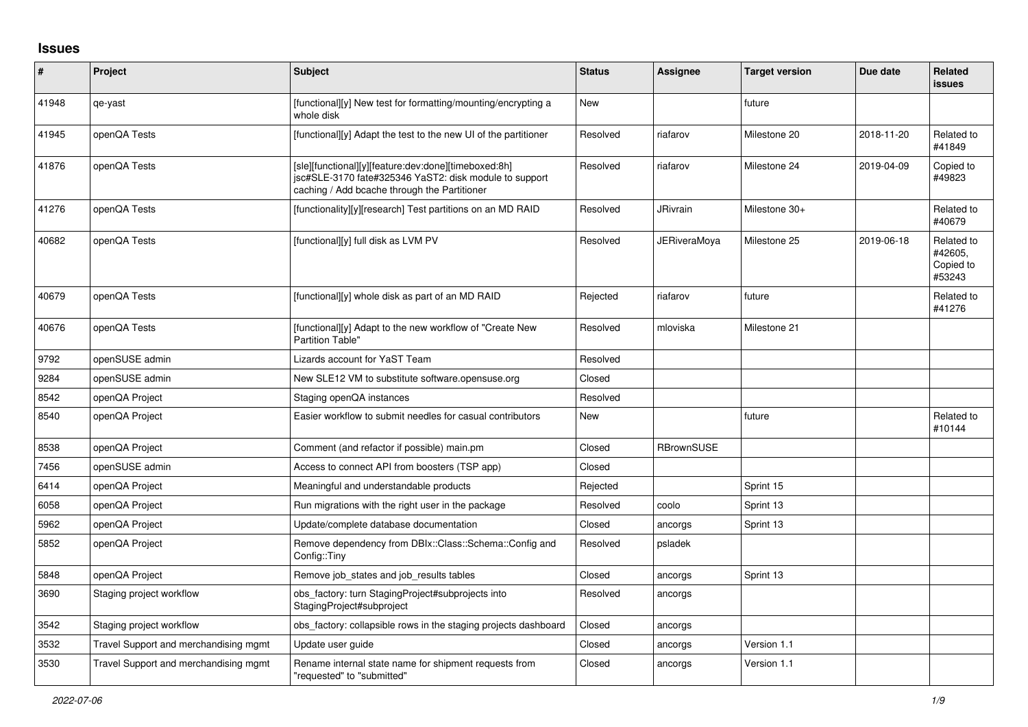# Issues

| # | Project | Subject | Status | Assignee | Target version | Due date | Related issues |
|---|---|---|---|---|---|---|---|
| 41948 | qe-yast | [functional][y] New test for formatting/mounting/encrypting a whole disk | New | | future | | |
| 41945 | openQA Tests | [functional][y] Adapt the test to the new UI of the partitioner | Resolved | riafarov | Milestone 20 | 2018-11-20 | Related to #41849 |
| 41876 | openQA Tests | [sle][functional][y][feature:dev:done][timeboxed:8h] jsc#SLE-3170 fate#325346 YaST2: disk module to support caching / Add bcache through the Partitioner | Resolved | riafarov | Milestone 24 | 2019-04-09 | Copied to #49823 |
| 41276 | openQA Tests | [functionality][y][research] Test partitions on an MD RAID | Resolved | JRivrain | Milestone 30+ | | Related to #40679 |
| 40682 | openQA Tests | [functional][y] full disk as LVM PV | Resolved | JERiveraMoya | Milestone 25 | 2019-06-18 | Related to #42605, Copied to #53243 |
| 40679 | openQA Tests | [functional][y] whole disk as part of an MD RAID | Rejected | riafarov | future | | Related to #41276 |
| 40676 | openQA Tests | [functional][y] Adapt to the new workflow of "Create New Partition Table" | Resolved | mloviska | Milestone 21 | | |
| 9792 | openSUSE admin | Lizards account for YaST Team | Resolved | | | | |
| 9284 | openSUSE admin | New SLE12 VM to substitute software.opensuse.org | Closed | | | | |
| 8542 | openQA Project | Staging openQA instances | Resolved | | | | |
| 8540 | openQA Project | Easier workflow to submit needles for casual contributors | New | | future | | Related to #10144 |
| 8538 | openQA Project | Comment (and refactor if possible) main.pm | Closed | RBrownSUSE | | | |
| 7456 | openSUSE admin | Access to connect API from boosters (TSP app) | Closed | | | | |
| 6414 | openQA Project | Meaningful and understandable products | Rejected | | Sprint 15 | | |
| 6058 | openQA Project | Run migrations with the right user in the package | Resolved | coolo | Sprint 13 | | |
| 5962 | openQA Project | Update/complete database documentation | Closed | ancorgs | Sprint 13 | | |
| 5852 | openQA Project | Remove dependency from DBIx::Class::Schema::Config and Config::Tiny | Resolved | psladek | | | |
| 5848 | openQA Project | Remove job_states and job_results tables | Closed | ancorgs | Sprint 13 | | |
| 3690 | Staging project workflow | obs_factory: turn StagingProject#subprojects into StagingProject#subproject | Resolved | ancorgs | | | |
| 3542 | Staging project workflow | obs_factory: collapsible rows in the staging projects dashboard | Closed | ancorgs | | | |
| 3532 | Travel Support and merchandising mgmt | Update user guide | Closed | ancorgs | Version 1.1 | | |
| 3530 | Travel Support and merchandising mgmt | Rename internal state name for shipment requests from "requested" to "submitted" | Closed | ancorgs | Version 1.1 | | |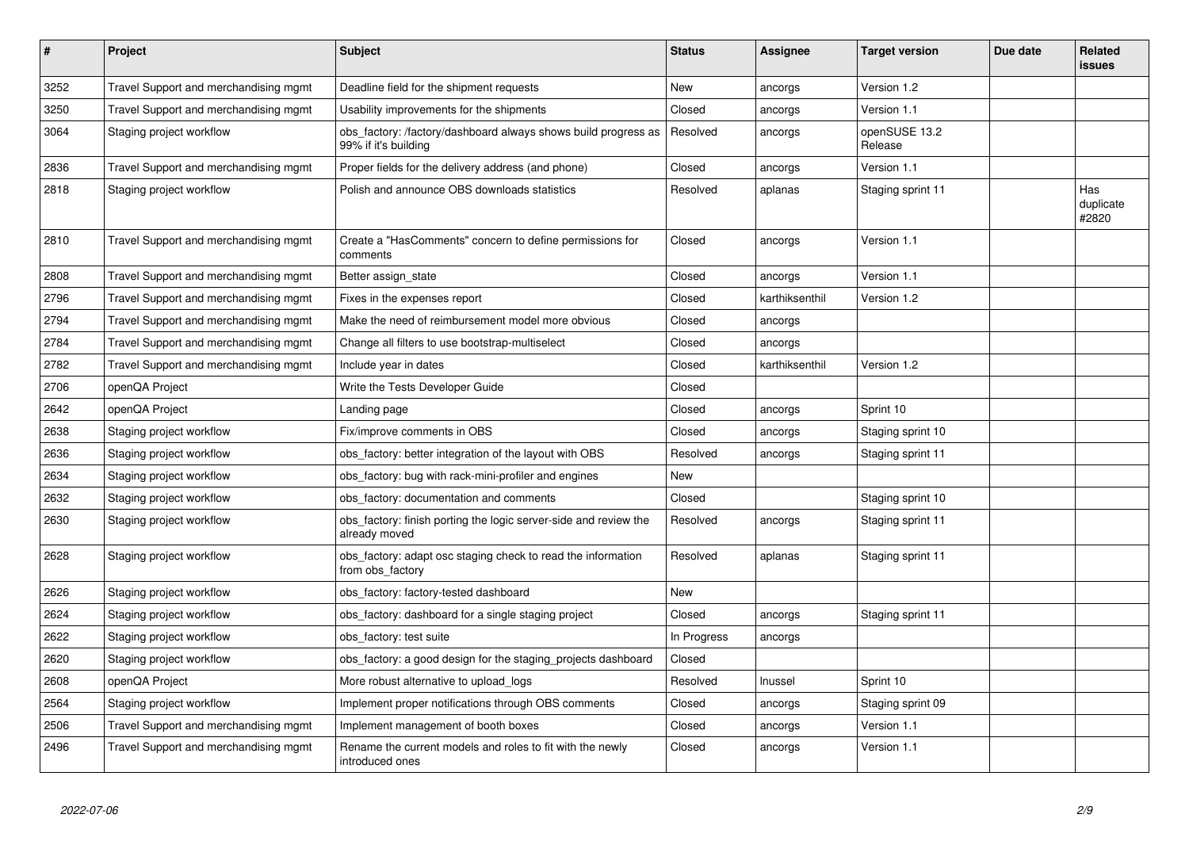| # | Project | Subject | Status | Assignee | Target version | Due date | Related issues |
|---|---|---|---|---|---|---|---|
| 3252 | Travel Support and merchandising mgmt | Deadline field for the shipment requests | New | ancorgs | Version 1.2 | | |
| 3250 | Travel Support and merchandising mgmt | Usability improvements for the shipments | Closed | ancorgs | Version 1.1 | | |
| 3064 | Staging project workflow | obs_factory: /factory/dashboard always shows build progress as 99% if it's building | Resolved | ancorgs | openSUSE 13.2 Release | | |
| 2836 | Travel Support and merchandising mgmt | Proper fields for the delivery address (and phone) | Closed | ancorgs | Version 1.1 | | |
| 2818 | Staging project workflow | Polish and announce OBS downloads statistics | Resolved | aplanas | Staging sprint 11 | | Has duplicate #2820 |
| 2810 | Travel Support and merchandising mgmt | Create a "HasComments" concern to define permissions for comments | Closed | ancorgs | Version 1.1 | | |
| 2808 | Travel Support and merchandising mgmt | Better assign_state | Closed | ancorgs | Version 1.1 | | |
| 2796 | Travel Support and merchandising mgmt | Fixes in the expenses report | Closed | karthiksenthil | Version 1.2 | | |
| 2794 | Travel Support and merchandising mgmt | Make the need of reimbursement model more obvious | Closed | ancorgs | | | |
| 2784 | Travel Support and merchandising mgmt | Change all filters to use bootstrap-multiselect | Closed | ancorgs | | | |
| 2782 | Travel Support and merchandising mgmt | Include year in dates | Closed | karthiksenthil | Version 1.2 | | |
| 2706 | openQA Project | Write the Tests Developer Guide | Closed | | | | |
| 2642 | openQA Project | Landing page | Closed | ancorgs | Sprint 10 | | |
| 2638 | Staging project workflow | Fix/improve comments in OBS | Closed | ancorgs | Staging sprint 10 | | |
| 2636 | Staging project workflow | obs_factory: better integration of the layout with OBS | Resolved | ancorgs | Staging sprint 11 | | |
| 2634 | Staging project workflow | obs_factory: bug with rack-mini-profiler and engines | New | | | | |
| 2632 | Staging project workflow | obs_factory: documentation and comments | Closed | | Staging sprint 10 | | |
| 2630 | Staging project workflow | obs_factory: finish porting the logic server-side and review the already moved | Resolved | ancorgs | Staging sprint 11 | | |
| 2628 | Staging project workflow | obs_factory: adapt osc staging check to read the information from obs_factory | Resolved | aplanas | Staging sprint 11 | | |
| 2626 | Staging project workflow | obs_factory: factory-tested dashboard | New | | | | |
| 2624 | Staging project workflow | obs_factory: dashboard for a single staging project | Closed | ancorgs | Staging sprint 11 | | |
| 2622 | Staging project workflow | obs_factory: test suite | In Progress | ancorgs | | | |
| 2620 | Staging project workflow | obs_factory: a good design for the staging_projects dashboard | Closed | | | | |
| 2608 | openQA Project | More robust alternative to upload_logs | Resolved | lnussel | Sprint 10 | | |
| 2564 | Staging project workflow | Implement proper notifications through OBS comments | Closed | ancorgs | Staging sprint 09 | | |
| 2506 | Travel Support and merchandising mgmt | Implement management of booth boxes | Closed | ancorgs | Version 1.1 | | |
| 2496 | Travel Support and merchandising mgmt | Rename the current models and roles to fit with the newly introduced ones | Closed | ancorgs | Version 1.1 | | |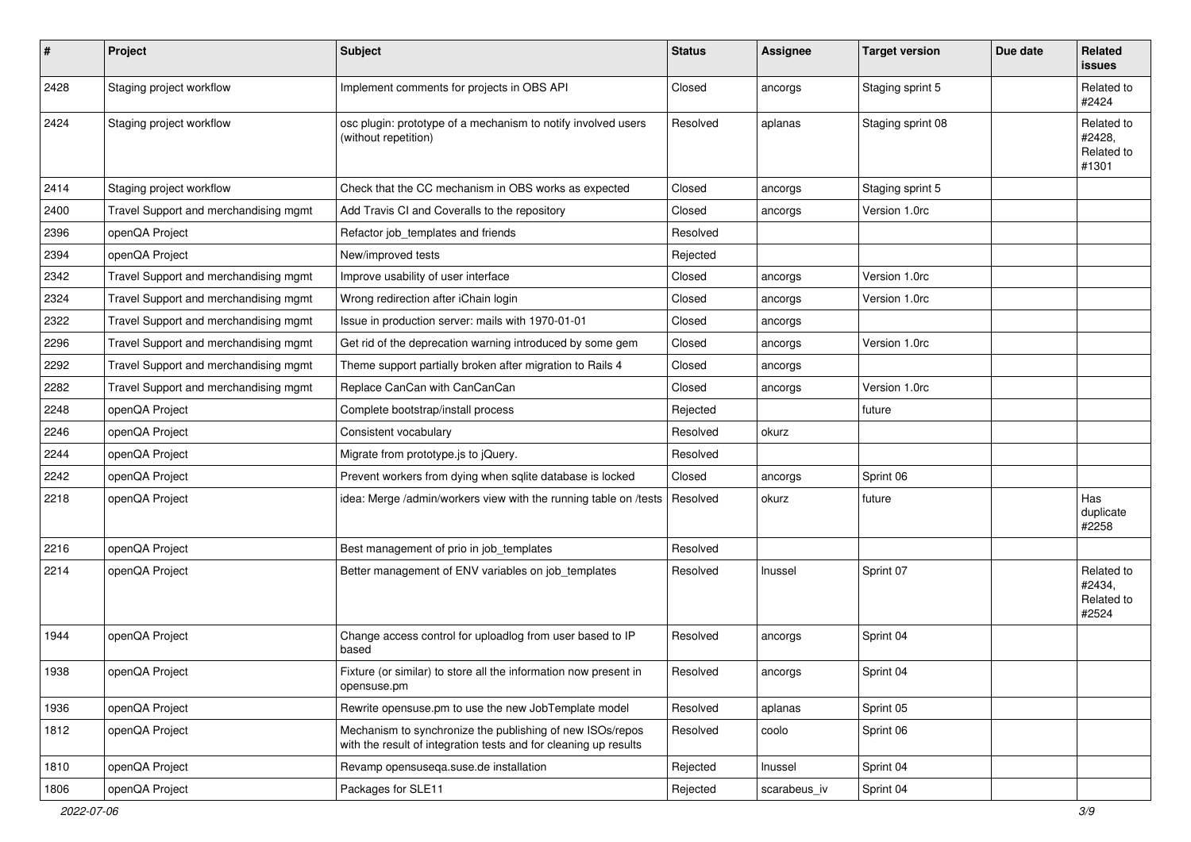| # | Project | Subject | Status | Assignee | Target version | Due date | Related issues |
|---|---|---|---|---|---|---|---|
| 2428 | Staging project workflow | Implement comments for projects in OBS API | Closed | ancorgs | Staging sprint 5 | | Related to #2424 |
| 2424 | Staging project workflow | osc plugin: prototype of a mechanism to notify involved users (without repetition) | Resolved | aplanas | Staging sprint 08 | | Related to #2428, Related to #1301 |
| 2414 | Staging project workflow | Check that the CC mechanism in OBS works as expected | Closed | ancorgs | Staging sprint 5 | | |
| 2400 | Travel Support and merchandising mgmt | Add Travis CI and Coveralls to the repository | Closed | ancorgs | Version 1.0rc | | |
| 2396 | openQA Project | Refactor job_templates and friends | Resolved | | | | |
| 2394 | openQA Project | New/improved tests | Rejected | | | | |
| 2342 | Travel Support and merchandising mgmt | Improve usability of user interface | Closed | ancorgs | Version 1.0rc | | |
| 2324 | Travel Support and merchandising mgmt | Wrong redirection after iChain login | Closed | ancorgs | Version 1.0rc | | |
| 2322 | Travel Support and merchandising mgmt | Issue in production server: mails with 1970-01-01 | Closed | ancorgs | | | |
| 2296 | Travel Support and merchandising mgmt | Get rid of the deprecation warning introduced by some gem | Closed | ancorgs | Version 1.0rc | | |
| 2292 | Travel Support and merchandising mgmt | Theme support partially broken after migration to Rails 4 | Closed | ancorgs | | | |
| 2282 | Travel Support and merchandising mgmt | Replace CanCan with CanCanCan | Closed | ancorgs | Version 1.0rc | | |
| 2248 | openQA Project | Complete bootstrap/install process | Rejected | | future | | |
| 2246 | openQA Project | Consistent vocabulary | Resolved | okurz | | | |
| 2244 | openQA Project | Migrate from prototype.js to jQuery. | Resolved | | | | |
| 2242 | openQA Project | Prevent workers from dying when sqlite database is locked | Closed | ancorgs | Sprint 06 | | |
| 2218 | openQA Project | idea: Merge /admin/workers view with the running table on /tests | Resolved | okurz | future | | Has duplicate #2258 |
| 2216 | openQA Project | Best management of prio in job_templates | Resolved | | | | |
| 2214 | openQA Project | Better management of ENV variables on job_templates | Resolved | lnussel | Sprint 07 | | Related to #2434, Related to #2524 |
| 1944 | openQA Project | Change access control for uploadlog from user based to IP based | Resolved | ancorgs | Sprint 04 | | |
| 1938 | openQA Project | Fixture (or similar) to store all the information now present in opensuse.pm | Resolved | ancorgs | Sprint 04 | | |
| 1936 | openQA Project | Rewrite opensuse.pm to use the new JobTemplate model | Resolved | aplanas | Sprint 05 | | |
| 1812 | openQA Project | Mechanism to synchronize the publishing of new ISOs/repos with the result of integration tests and for cleaning up results | Resolved | coolo | Sprint 06 | | |
| 1810 | openQA Project | Revamp opensuseqa.suse.de installation | Rejected | lnussel | Sprint 04 | | |
| 1806 | openQA Project | Packages for SLE11 | Rejected | scarabeus_iv | Sprint 04 | | |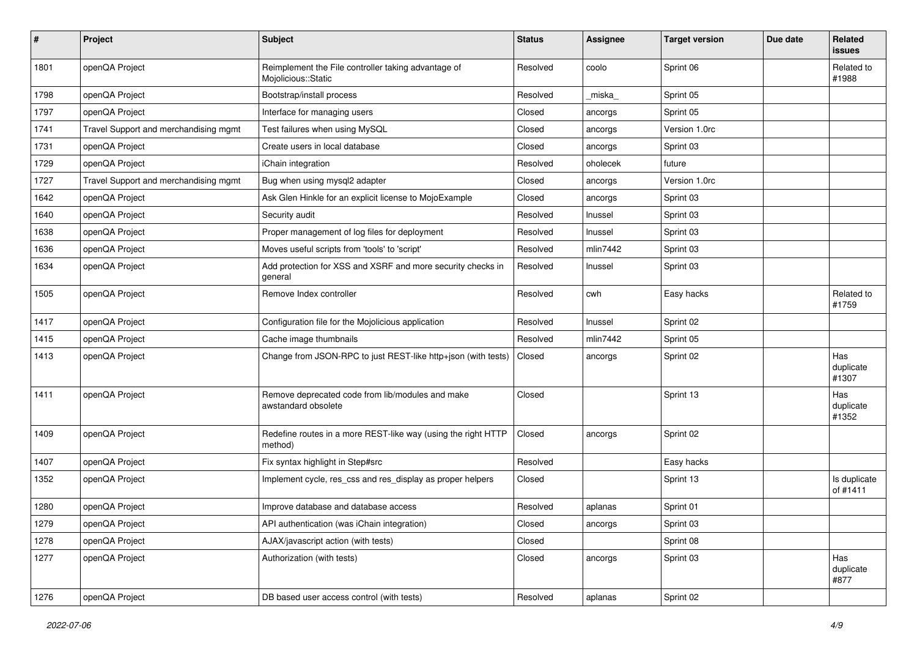| # | Project | Subject | Status | Assignee | Target version | Due date | Related issues |
|---|---|---|---|---|---|---|---|
| 1801 | openQA Project | Reimplement the File controller taking advantage of Mojolicious::Static | Resolved | coolo | Sprint 06 | | Related to #1988 |
| 1798 | openQA Project | Bootstrap/install process | Resolved | _miska_ | Sprint 05 | | |
| 1797 | openQA Project | Interface for managing users | Closed | ancorgs | Sprint 05 | | |
| 1741 | Travel Support and merchandising mgmt | Test failures when using MySQL | Closed | ancorgs | Version 1.0rc | | |
| 1731 | openQA Project | Create users in local database | Closed | ancorgs | Sprint 03 | | |
| 1729 | openQA Project | iChain integration | Resolved | oholecek | future | | |
| 1727 | Travel Support and merchandising mgmt | Bug when using mysql2 adapter | Closed | ancorgs | Version 1.0rc | | |
| 1642 | openQA Project | Ask Glen Hinkle for an explicit license to MojoExample | Closed | ancorgs | Sprint 03 | | |
| 1640 | openQA Project | Security audit | Resolved | lnussel | Sprint 03 | | |
| 1638 | openQA Project | Proper management of log files for deployment | Resolved | lnussel | Sprint 03 | | |
| 1636 | openQA Project | Moves useful scripts from 'tools' to 'script' | Resolved | mlin7442 | Sprint 03 | | |
| 1634 | openQA Project | Add protection for XSS and XSRF and more security checks in general | Resolved | lnussel | Sprint 03 | | |
| 1505 | openQA Project | Remove Index controller | Resolved | cwh | Easy hacks | | Related to #1759 |
| 1417 | openQA Project | Configuration file for the Mojolicious application | Resolved | lnussel | Sprint 02 | | |
| 1415 | openQA Project | Cache image thumbnails | Resolved | mlin7442 | Sprint 05 | | |
| 1413 | openQA Project | Change from JSON-RPC to just REST-like http+json (with tests) | Closed | ancorgs | Sprint 02 | | Has duplicate #1307 |
| 1411 | openQA Project | Remove deprecated code from lib/modules and make awstandard obsolete | Closed | | Sprint 13 | | Has duplicate #1352 |
| 1409 | openQA Project | Redefine routes in a more REST-like way (using the right HTTP method) | Closed | ancorgs | Sprint 02 | | |
| 1407 | openQA Project | Fix syntax highlight in Step#src | Resolved | | Easy hacks | | |
| 1352 | openQA Project | Implement cycle, res_css and res_display as proper helpers | Closed | | Sprint 13 | | Is duplicate of #1411 |
| 1280 | openQA Project | Improve database and database access | Resolved | aplanas | Sprint 01 | | |
| 1279 | openQA Project | API authentication (was iChain integration) | Closed | ancorgs | Sprint 03 | | |
| 1278 | openQA Project | AJAX/javascript action (with tests) | Closed | | Sprint 08 | | |
| 1277 | openQA Project | Authorization (with tests) | Closed | ancorgs | Sprint 03 | | Has duplicate #877 |
| 1276 | openQA Project | DB based user access control (with tests) | Resolved | aplanas | Sprint 02 | | |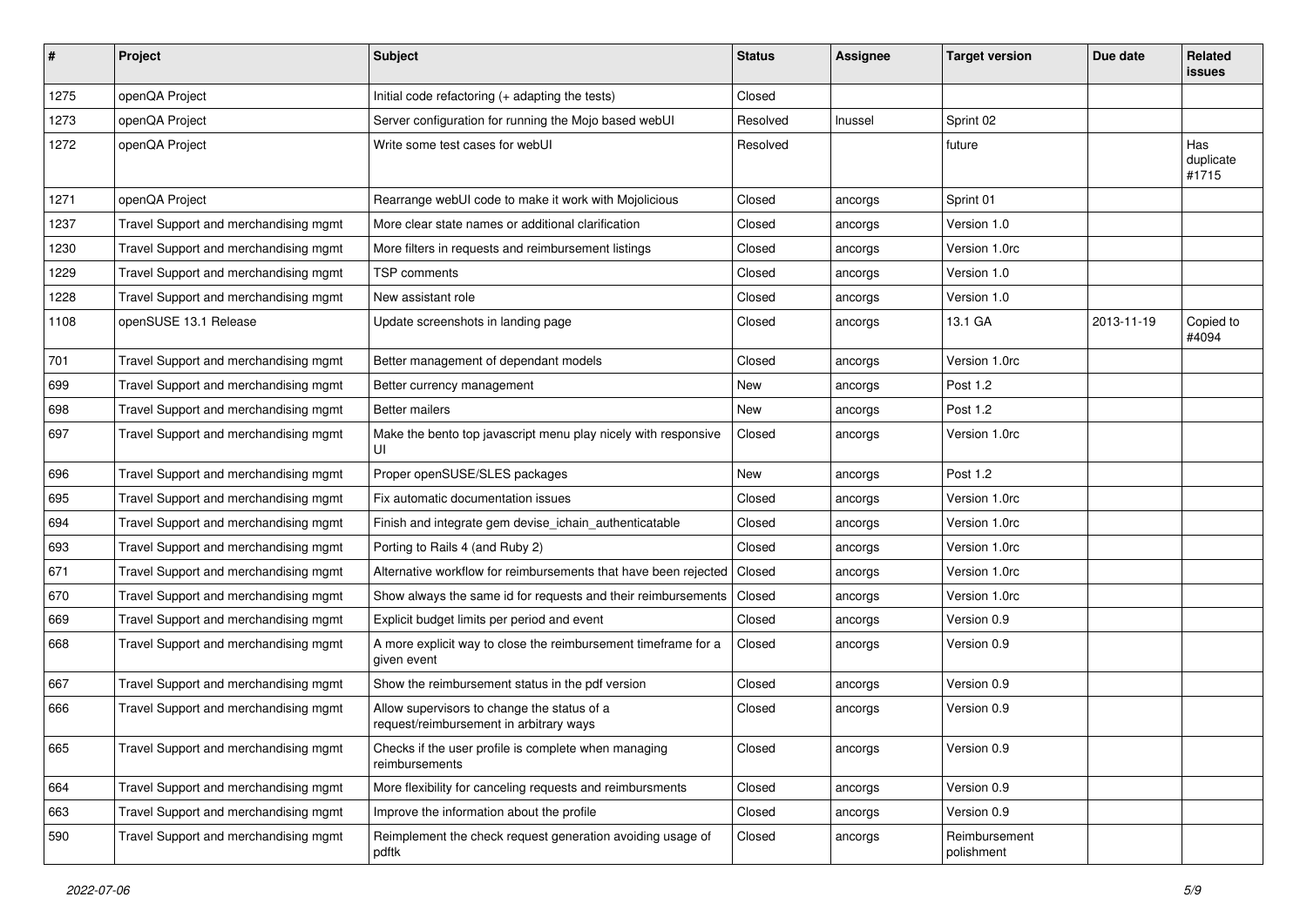| # | Project | Subject | Status | Assignee | Target version | Due date | Related issues |
|---|---|---|---|---|---|---|---|
| 1275 | openQA Project | Initial code refactoring (+ adapting the tests) | Closed | | | | |
| 1273 | openQA Project | Server configuration for running the Mojo based webUI | Resolved | lnussel | Sprint 02 | | |
| 1272 | openQA Project | Write some test cases for webUI | Resolved | | future | | Has duplicate #1715 |
| 1271 | openQA Project | Rearrange webUI code to make it work with Mojolicious | Closed | ancorgs | Sprint 01 | | |
| 1237 | Travel Support and merchandising mgmt | More clear state names or additional clarification | Closed | ancorgs | Version 1.0 | | |
| 1230 | Travel Support and merchandising mgmt | More filters in requests and reimbursement listings | Closed | ancorgs | Version 1.0rc | | |
| 1229 | Travel Support and merchandising mgmt | TSP comments | Closed | ancorgs | Version 1.0 | | |
| 1228 | Travel Support and merchandising mgmt | New assistant role | Closed | ancorgs | Version 1.0 | | |
| 1108 | openSUSE 13.1 Release | Update screenshots in landing page | Closed | ancorgs | 13.1 GA | 2013-11-19 | Copied to #4094 |
| 701 | Travel Support and merchandising mgmt | Better management of dependant models | Closed | ancorgs | Version 1.0rc | | |
| 699 | Travel Support and merchandising mgmt | Better currency management | New | ancorgs | Post 1.2 | | |
| 698 | Travel Support and merchandising mgmt | Better mailers | New | ancorgs | Post 1.2 | | |
| 697 | Travel Support and merchandising mgmt | Make the bento top javascript menu play nicely with responsive UI | Closed | ancorgs | Version 1.0rc | | |
| 696 | Travel Support and merchandising mgmt | Proper openSUSE/SLES packages | New | ancorgs | Post 1.2 | | |
| 695 | Travel Support and merchandising mgmt | Fix automatic documentation issues | Closed | ancorgs | Version 1.0rc | | |
| 694 | Travel Support and merchandising mgmt | Finish and integrate gem devise_ichain_authenticatable | Closed | ancorgs | Version 1.0rc | | |
| 693 | Travel Support and merchandising mgmt | Porting to Rails 4 (and Ruby 2) | Closed | ancorgs | Version 1.0rc | | |
| 671 | Travel Support and merchandising mgmt | Alternative workflow for reimbursements that have been rejected | Closed | ancorgs | Version 1.0rc | | |
| 670 | Travel Support and merchandising mgmt | Show always the same id for requests and their reimbursements | Closed | ancorgs | Version 1.0rc | | |
| 669 | Travel Support and merchandising mgmt | Explicit budget limits per period and event | Closed | ancorgs | Version 0.9 | | |
| 668 | Travel Support and merchandising mgmt | A more explicit way to close the reimbursement timeframe for a given event | Closed | ancorgs | Version 0.9 | | |
| 667 | Travel Support and merchandising mgmt | Show the reimbursement status in the pdf version | Closed | ancorgs | Version 0.9 | | |
| 666 | Travel Support and merchandising mgmt | Allow supervisors to change the status of a request/reimbursement in arbitrary ways | Closed | ancorgs | Version 0.9 | | |
| 665 | Travel Support and merchandising mgmt | Checks if the user profile is complete when managing reimbursements | Closed | ancorgs | Version 0.9 | | |
| 664 | Travel Support and merchandising mgmt | More flexibility for canceling requests and reimbursments | Closed | ancorgs | Version 0.9 | | |
| 663 | Travel Support and merchandising mgmt | Improve the information about the profile | Closed | ancorgs | Version 0.9 | | |
| 590 | Travel Support and merchandising mgmt | Reimplement the check request generation avoiding usage of pdftk | Closed | ancorgs | Reimbursement polishment | | |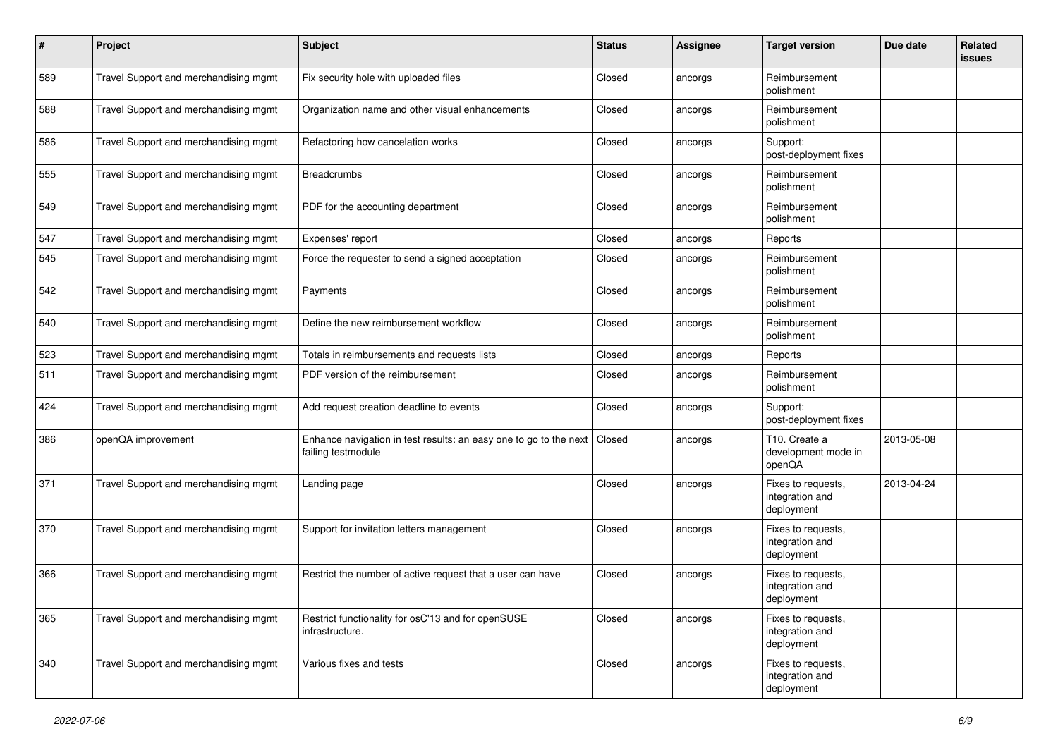| # | Project | Subject | Status | Assignee | Target version | Due date | Related issues |
|---|---|---|---|---|---|---|---|
| 589 | Travel Support and merchandising mgmt | Fix security hole with uploaded files | Closed | ancorgs | Reimbursement polishment | | |
| 588 | Travel Support and merchandising mgmt | Organization name and other visual enhancements | Closed | ancorgs | Reimbursement polishment | | |
| 586 | Travel Support and merchandising mgmt | Refactoring how cancelation works | Closed | ancorgs | Support: post-deployment fixes | | |
| 555 | Travel Support and merchandising mgmt | Breadcrumbs | Closed | ancorgs | Reimbursement polishment | | |
| 549 | Travel Support and merchandising mgmt | PDF for the accounting department | Closed | ancorgs | Reimbursement polishment | | |
| 547 | Travel Support and merchandising mgmt | Expenses' report | Closed | ancorgs | Reports | | |
| 545 | Travel Support and merchandising mgmt | Force the requester to send a signed acceptation | Closed | ancorgs | Reimbursement polishment | | |
| 542 | Travel Support and merchandising mgmt | Payments | Closed | ancorgs | Reimbursement polishment | | |
| 540 | Travel Support and merchandising mgmt | Define the new reimbursement workflow | Closed | ancorgs | Reimbursement polishment | | |
| 523 | Travel Support and merchandising mgmt | Totals in reimbursements and requests lists | Closed | ancorgs | Reports | | |
| 511 | Travel Support and merchandising mgmt | PDF version of the reimbursement | Closed | ancorgs | Reimbursement polishment | | |
| 424 | Travel Support and merchandising mgmt | Add request creation deadline to events | Closed | ancorgs | Support: post-deployment fixes | | |
| 386 | openQA improvement | Enhance navigation in test results: an easy one to go to the next failing testmodule | Closed | ancorgs | T10. Create a development mode in openQA | 2013-05-08 | |
| 371 | Travel Support and merchandising mgmt | Landing page | Closed | ancorgs | Fixes to requests, integration and deployment | 2013-04-24 | |
| 370 | Travel Support and merchandising mgmt | Support for invitation letters management | Closed | ancorgs | Fixes to requests, integration and deployment | | |
| 366 | Travel Support and merchandising mgmt | Restrict the number of active request that a user can have | Closed | ancorgs | Fixes to requests, integration and deployment | | |
| 365 | Travel Support and merchandising mgmt | Restrict functionality for osC'13 and for openSUSE infrastructure. | Closed | ancorgs | Fixes to requests, integration and deployment | | |
| 340 | Travel Support and merchandising mgmt | Various fixes and tests | Closed | ancorgs | Fixes to requests, integration and deployment | | |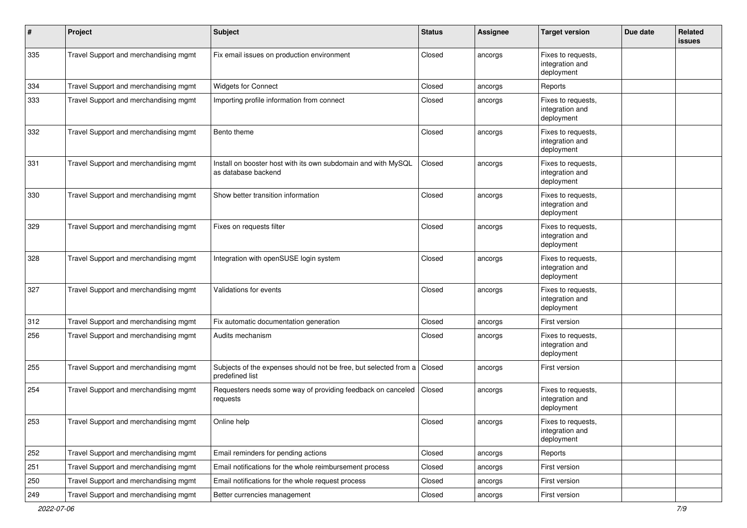| # | Project | Subject | Status | Assignee | Target version | Due date | Related issues |
|---|---|---|---|---|---|---|---|
| 335 | Travel Support and merchandising mgmt | Fix email issues on production environment | Closed | ancorgs | Fixes to requests, integration and deployment | | |
| 334 | Travel Support and merchandising mgmt | Widgets for Connect | Closed | ancorgs | Reports | | |
| 333 | Travel Support and merchandising mgmt | Importing profile information from connect | Closed | ancorgs | Fixes to requests, integration and deployment | | |
| 332 | Travel Support and merchandising mgmt | Bento theme | Closed | ancorgs | Fixes to requests, integration and deployment | | |
| 331 | Travel Support and merchandising mgmt | Install on booster host with its own subdomain and with MySQL as database backend | Closed | ancorgs | Fixes to requests, integration and deployment | | |
| 330 | Travel Support and merchandising mgmt | Show better transition information | Closed | ancorgs | Fixes to requests, integration and deployment | | |
| 329 | Travel Support and merchandising mgmt | Fixes on requests filter | Closed | ancorgs | Fixes to requests, integration and deployment | | |
| 328 | Travel Support and merchandising mgmt | Integration with openSUSE login system | Closed | ancorgs | Fixes to requests, integration and deployment | | |
| 327 | Travel Support and merchandising mgmt | Validations for events | Closed | ancorgs | Fixes to requests, integration and deployment | | |
| 312 | Travel Support and merchandising mgmt | Fix automatic documentation generation | Closed | ancorgs | First version | | |
| 256 | Travel Support and merchandising mgmt | Audits mechanism | Closed | ancorgs | Fixes to requests, integration and deployment | | |
| 255 | Travel Support and merchandising mgmt | Subjects of the expenses should not be free, but selected from a predefined list | Closed | ancorgs | First version | | |
| 254 | Travel Support and merchandising mgmt | Requesters needs some way of providing feedback on canceled requests | Closed | ancorgs | Fixes to requests, integration and deployment | | |
| 253 | Travel Support and merchandising mgmt | Online help | Closed | ancorgs | Fixes to requests, integration and deployment | | |
| 252 | Travel Support and merchandising mgmt | Email reminders for pending actions | Closed | ancorgs | Reports | | |
| 251 | Travel Support and merchandising mgmt | Email notifications for the whole reimbursement process | Closed | ancorgs | First version | | |
| 250 | Travel Support and merchandising mgmt | Email notifications for the whole request process | Closed | ancorgs | First version | | |
| 249 | Travel Support and merchandising mgmt | Better currencies management | Closed | ancorgs | First version | | |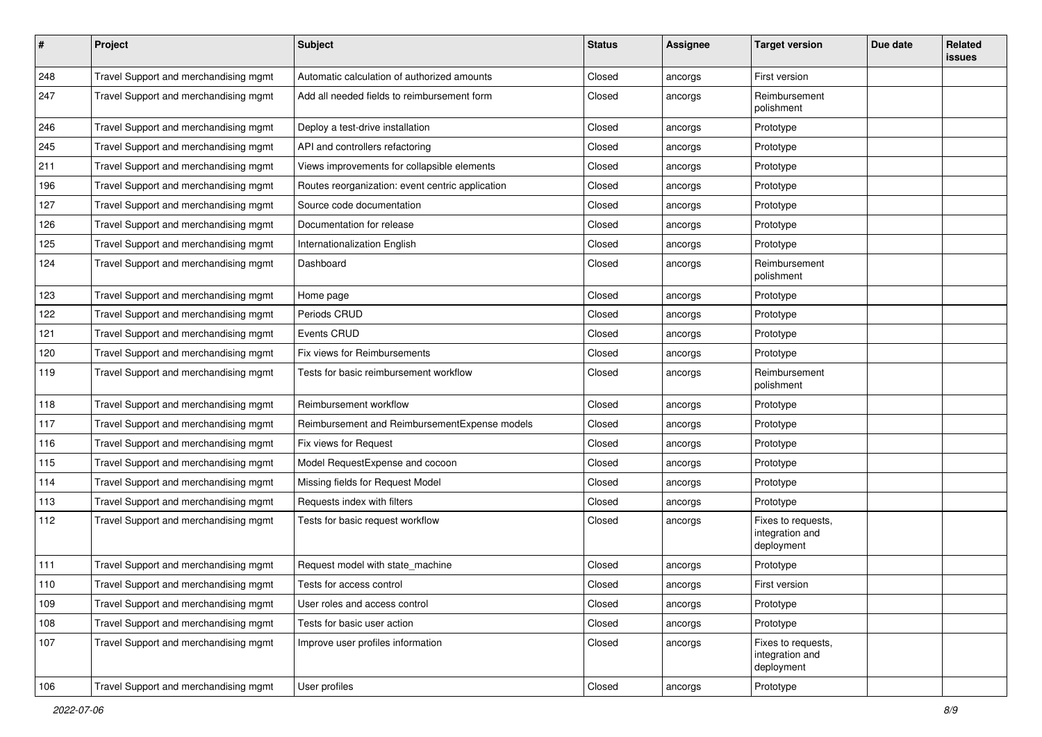| # | Project | Subject | Status | Assignee | Target version | Due date | Related issues |
|---|---|---|---|---|---|---|---|
| 248 | Travel Support and merchandising mgmt | Automatic calculation of authorized amounts | Closed | ancorgs | First version | | |
| 247 | Travel Support and merchandising mgmt | Add all needed fields to reimbursement form | Closed | ancorgs | Reimbursement polishment | | |
| 246 | Travel Support and merchandising mgmt | Deploy a test-drive installation | Closed | ancorgs | Prototype | | |
| 245 | Travel Support and merchandising mgmt | API and controllers refactoring | Closed | ancorgs | Prototype | | |
| 211 | Travel Support and merchandising mgmt | Views improvements for collapsible elements | Closed | ancorgs | Prototype | | |
| 196 | Travel Support and merchandising mgmt | Routes reorganization: event centric application | Closed | ancorgs | Prototype | | |
| 127 | Travel Support and merchandising mgmt | Source code documentation | Closed | ancorgs | Prototype | | |
| 126 | Travel Support and merchandising mgmt | Documentation for release | Closed | ancorgs | Prototype | | |
| 125 | Travel Support and merchandising mgmt | Internationalization English | Closed | ancorgs | Prototype | | |
| 124 | Travel Support and merchandising mgmt | Dashboard | Closed | ancorgs | Reimbursement polishment | | |
| 123 | Travel Support and merchandising mgmt | Home page | Closed | ancorgs | Prototype | | |
| 122 | Travel Support and merchandising mgmt | Periods CRUD | Closed | ancorgs | Prototype | | |
| 121 | Travel Support and merchandising mgmt | Events CRUD | Closed | ancorgs | Prototype | | |
| 120 | Travel Support and merchandising mgmt | Fix views for Reimbursements | Closed | ancorgs | Prototype | | |
| 119 | Travel Support and merchandising mgmt | Tests for basic reimbursement workflow | Closed | ancorgs | Reimbursement polishment | | |
| 118 | Travel Support and merchandising mgmt | Reimbursement workflow | Closed | ancorgs | Prototype | | |
| 117 | Travel Support and merchandising mgmt | Reimbursement and ReimbursementExpense models | Closed | ancorgs | Prototype | | |
| 116 | Travel Support and merchandising mgmt | Fix views for Request | Closed | ancorgs | Prototype | | |
| 115 | Travel Support and merchandising mgmt | Model RequestExpense and cocoon | Closed | ancorgs | Prototype | | |
| 114 | Travel Support and merchandising mgmt | Missing fields for Request Model | Closed | ancorgs | Prototype | | |
| 113 | Travel Support and merchandising mgmt | Requests index with filters | Closed | ancorgs | Prototype | | |
| 112 | Travel Support and merchandising mgmt | Tests for basic request workflow | Closed | ancorgs | Fixes to requests, integration and deployment | | |
| 111 | Travel Support and merchandising mgmt | Request model with state_machine | Closed | ancorgs | Prototype | | |
| 110 | Travel Support and merchandising mgmt | Tests for access control | Closed | ancorgs | First version | | |
| 109 | Travel Support and merchandising mgmt | User roles and access control | Closed | ancorgs | Prototype | | |
| 108 | Travel Support and merchandising mgmt | Tests for basic user action | Closed | ancorgs | Prototype | | |
| 107 | Travel Support and merchandising mgmt | Improve user profiles information | Closed | ancorgs | Fixes to requests, integration and deployment | | |
| 106 | Travel Support and merchandising mgmt | User profiles | Closed | ancorgs | Prototype | | |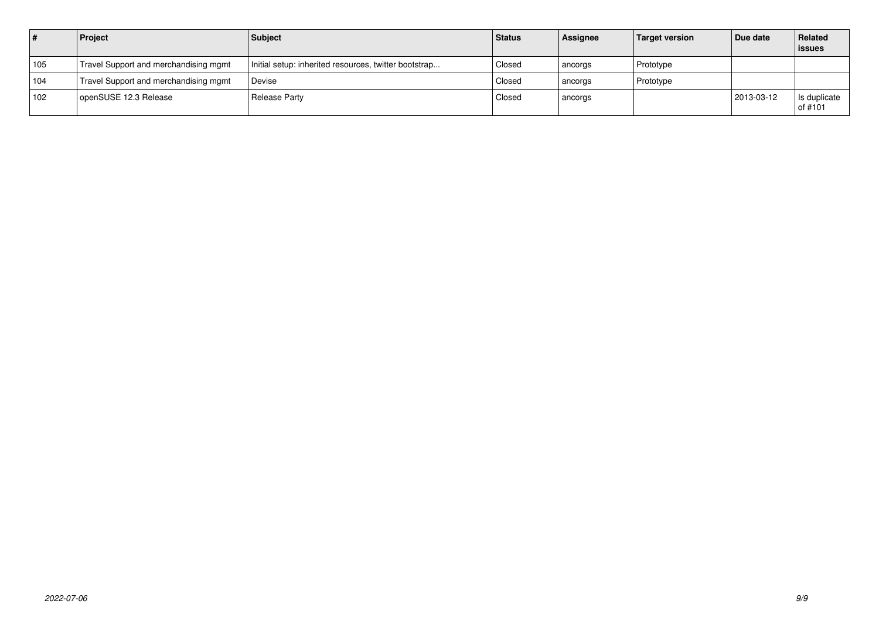| # | Project | Subject | Status | Assignee | Target version | Due date | Related issues |
|---|---|---|---|---|---|---|---|
| 105 | Travel Support and merchandising mgmt | Initial setup: inherited resources, twitter bootstrap... | Closed | ancorgs | Prototype | | |
| 104 | Travel Support and merchandising mgmt | Devise | Closed | ancorgs | Prototype | | |
| 102 | openSUSE 12.3 Release | Release Party | Closed | ancorgs | | 2013-03-12 | Is duplicate of #101 |